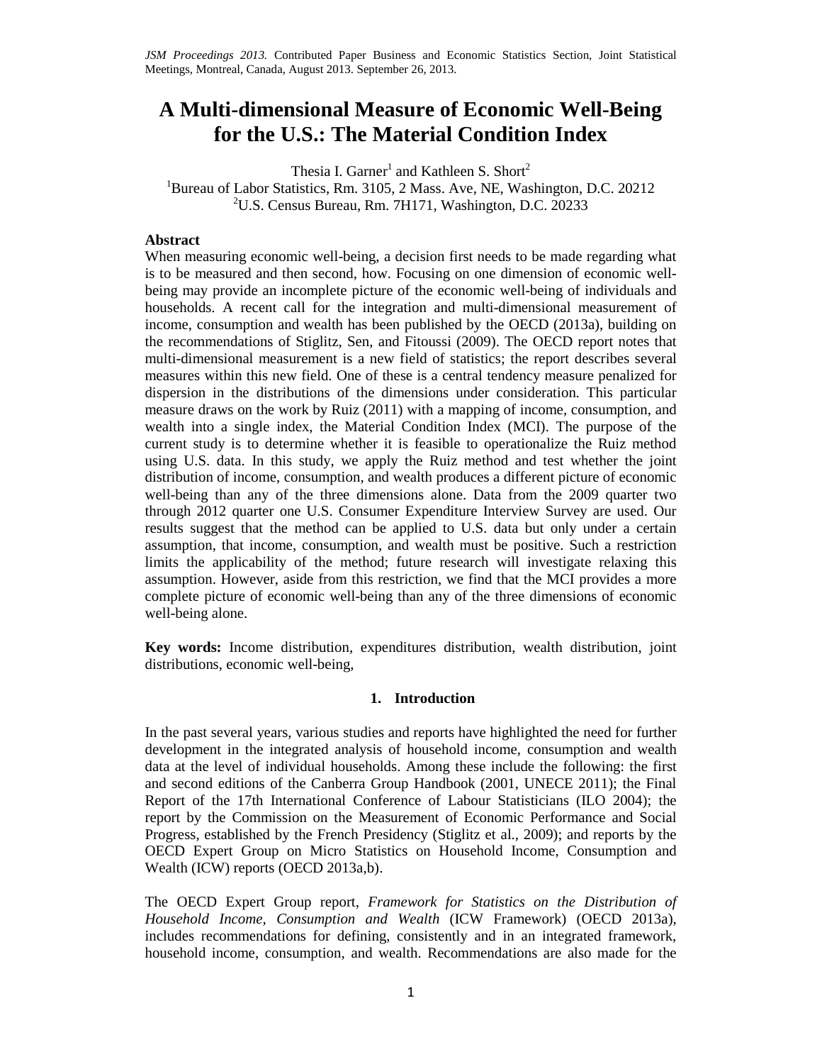*JSM Proceedings 2013.* Contributed Paper Business and Economic Statistics Section, Joint Statistical Meetings, Montreal, Canada, August 2013. September 26, 2013.

# A Multi-dimensional Measure of Economic Well-Being for the U.S.: The Material Condition Index

Thesia I. Garner[1] and Kathleen S. Short[2]

[1]Bureau of Labor Statistics, Rm. 3105, 2 Mass. Ave, NE, Washington, D.C. 20212

[2]U.S. Census Bureau, Rm. 7H171, Washington, D.C. 20233

**Abstract**

When measuring economic well-being, a decision first needs to be made regarding what is to be measured and then second, how. Focusing on one dimension of economic well-being may provide an incomplete picture of the economic well-being of individuals and households. A recent call for the integration and multi-dimensional measurement of income, consumption and wealth has been published by the OECD (2013a), building on the recommendations of Stiglitz, Sen, and Fitoussi (2009). The OECD report notes that multi-dimensional measurement is a new field of statistics; the report describes several measures within this new field. One of these is a central tendency measure penalized for dispersion in the distributions of the dimensions under consideration. This particular measure draws on the work by Ruiz (2011) with a mapping of income, consumption, and wealth into a single index, the Material Condition Index (MCI). The purpose of the current study is to determine whether it is feasible to operationalize the Ruiz method using U.S. data. In this study, we apply the Ruiz method and test whether the joint distribution of income, consumption, and wealth produces a different picture of economic well-being than any of the three dimensions alone. Data from the 2009 quarter two through 2012 quarter one U.S. Consumer Expenditure Interview Survey are used. Our results suggest that the method can be applied to U.S. data but only under a certain assumption, that income, consumption, and wealth must be positive. Such a restriction limits the applicability of the method; future research will investigate relaxing this assumption. However, aside from this restriction, we find that the MCI provides a more complete picture of economic well-being than any of the three dimensions of economic well-being alone.

**Key words:** Income distribution, expenditures distribution, wealth distribution, joint distributions, economic well-being,

## 1. Introduction

In the past several years, various studies and reports have highlighted the need for further development in the integrated analysis of household income, consumption and wealth data at the level of individual households. Among these include the following: the first and second editions of the Canberra Group Handbook (2001, UNECE 2011); the Final Report of the 17th International Conference of Labour Statisticians (ILO 2004); the report by the Commission on the Measurement of Economic Performance and Social Progress, established by the French Presidency (Stiglitz et al., 2009); and reports by the OECD Expert Group on Micro Statistics on Household Income, Consumption and Wealth (ICW) reports (OECD 2013a,b).

The OECD Expert Group report, *Framework for Statistics on the Distribution of Household Income, Consumption and Wealth* (ICW Framework) (OECD 2013a), includes recommendations for defining, consistently and in an integrated framework, household income, consumption, and wealth. Recommendations are also made for the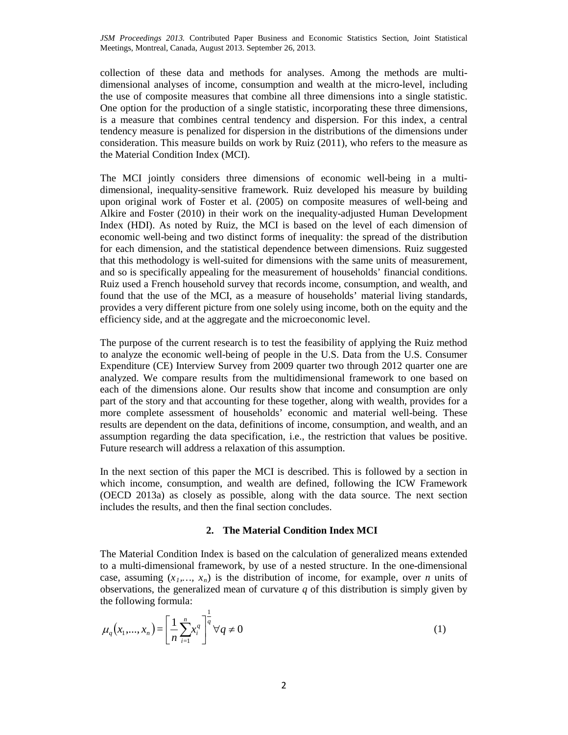collection of these data and methods for analyses. Among the methods are multi-dimensional analyses of income, consumption and wealth at the micro-level, including the use of composite measures that combine all three dimensions into a single statistic. One option for the production of a single statistic, incorporating these three dimensions, is a measure that combines central tendency and dispersion. For this index, a central tendency measure is penalized for dispersion in the distributions of the dimensions under consideration. This measure builds on work by Ruiz (2011), who refers to the measure as the Material Condition Index (MCI).

The MCI jointly considers three dimensions of economic well-being in a multi-dimensional, inequality-sensitive framework. Ruiz developed his measure by building upon original work of Foster et al. (2005) on composite measures of well-being and Alkire and Foster (2010) in their work on the inequality-adjusted Human Development Index (HDI). As noted by Ruiz, the MCI is based on the level of each dimension of economic well-being and two distinct forms of inequality: the spread of the distribution for each dimension, and the statistical dependence between dimensions. Ruiz suggested that this methodology is well-suited for dimensions with the same units of measurement, and so is specifically appealing for the measurement of households' financial conditions. Ruiz used a French household survey that records income, consumption, and wealth, and found that the use of the MCI, as a measure of households' material living standards, provides a very different picture from one solely using income, both on the equity and the efficiency side, and at the aggregate and the microeconomic level.

The purpose of the current research is to test the feasibility of applying the Ruiz method to analyze the economic well-being of people in the U.S. Data from the U.S. Consumer Expenditure (CE) Interview Survey from 2009 quarter two through 2012 quarter one are analyzed. We compare results from the multidimensional framework to one based on each of the dimensions alone. Our results show that income and consumption are only part of the story and that accounting for these together, along with wealth, provides for a more complete assessment of households' economic and material well-being. These results are dependent on the data, definitions of income, consumption, and wealth, and an assumption regarding the data specification, i.e., the restriction that values be positive. Future research will address a relaxation of this assumption.

In the next section of this paper the MCI is described. This is followed by a section in which income, consumption, and wealth are defined, following the ICW Framework (OECD 2013a) as closely as possible, along with the data source. The next section includes the results, and then the final section concludes.

## 2. The Material Condition Index MCI

The Material Condition Index is based on the calculation of generalized means extended to a multi-dimensional framework, by use of a nested structure. In the one-dimensional case, assuming $(x_1,\ldots, x_n)$ is the distribution of income, for example, over $n$ units of observations, the generalized mean of curvature $q$ of this distribution is simply given by the following formula:

$$\mu_q(x_1,\ldots,x_n) = \left[\frac{1}{n}\sum_{i=1}^{n} x_i^q\right]^{\frac{1}{q}} \forall q \neq 0 \tag{1}$$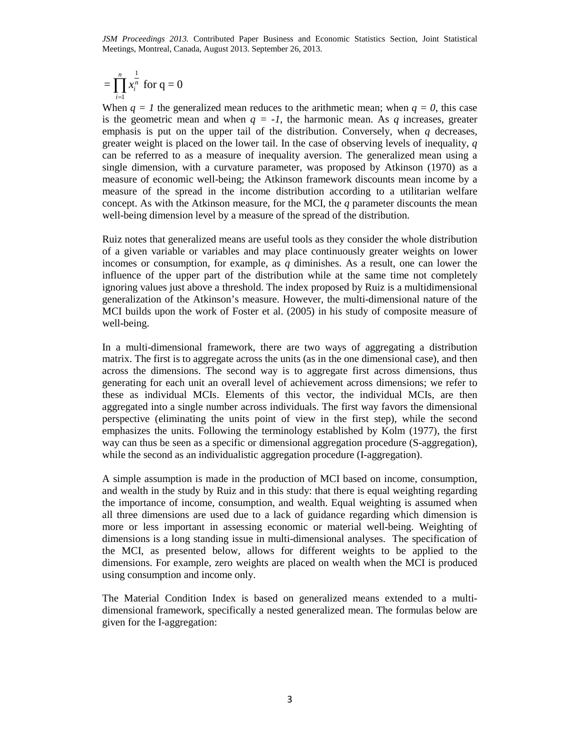$$= \prod_{i=1}^{n} x_i^{\frac{1}{n}} \text{ for q = 0}$$

When $q = 1$ the generalized mean reduces to the arithmetic mean; when $q = 0$, this case is the geometric mean and when $q = -1$, the harmonic mean. As $q$ increases, greater emphasis is put on the upper tail of the distribution. Conversely, when $q$ decreases, greater weight is placed on the lower tail. In the case of observing levels of inequality, $q$ can be referred to as a measure of inequality aversion. The generalized mean using a single dimension, with a curvature parameter, was proposed by Atkinson (1970) as a measure of economic well-being; the Atkinson framework discounts mean income by a measure of the spread in the income distribution according to a utilitarian welfare concept. As with the Atkinson measure, for the MCI, the $q$ parameter discounts the mean well-being dimension level by a measure of the spread of the distribution.

Ruiz notes that generalized means are useful tools as they consider the whole distribution of a given variable or variables and may place continuously greater weights on lower incomes or consumption, for example, as $q$ diminishes. As a result, one can lower the influence of the upper part of the distribution while at the same time not completely ignoring values just above a threshold. The index proposed by Ruiz is a multidimensional generalization of the Atkinson's measure. However, the multi-dimensional nature of the MCI builds upon the work of Foster et al. (2005) in his study of composite measure of well-being.

In a multi-dimensional framework, there are two ways of aggregating a distribution matrix. The first is to aggregate across the units (as in the one dimensional case), and then across the dimensions. The second way is to aggregate first across dimensions, thus generating for each unit an overall level of achievement across dimensions; we refer to these as individual MCIs. Elements of this vector, the individual MCIs, are then aggregated into a single number across individuals. The first way favors the dimensional perspective (eliminating the units point of view in the first step), while the second emphasizes the units. Following the terminology established by Kolm (1977), the first way can thus be seen as a specific or dimensional aggregation procedure (S-aggregation), while the second as an individualistic aggregation procedure (I-aggregation).

A simple assumption is made in the production of MCI based on income, consumption, and wealth in the study by Ruiz and in this study: that there is equal weighting regarding the importance of income, consumption, and wealth. Equal weighting is assumed when all three dimensions are used due to a lack of guidance regarding which dimension is more or less important in assessing economic or material well-being. Weighting of dimensions is a long standing issue in multi-dimensional analyses. The specification of the MCI, as presented below, allows for different weights to be applied to the dimensions. For example, zero weights are placed on wealth when the MCI is produced using consumption and income only.

The Material Condition Index is based on generalized means extended to a multi-dimensional framework, specifically a nested generalized mean. The formulas below are given for the I-aggregation: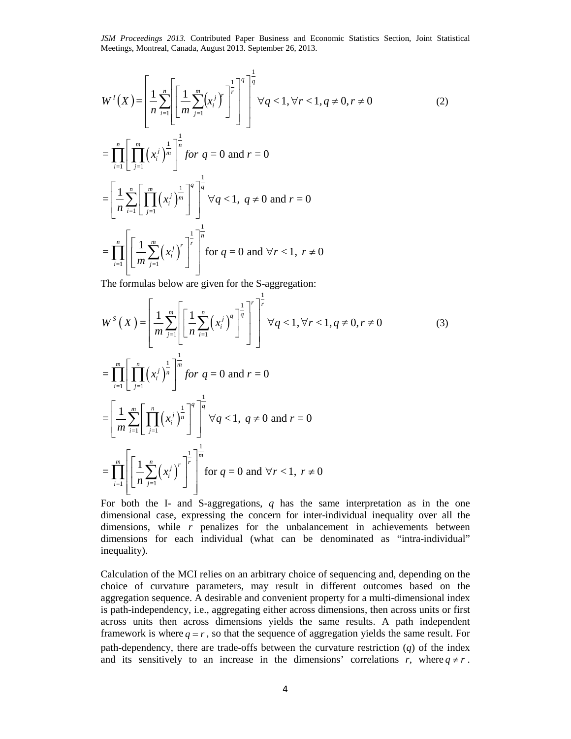$$W^{I}(X)=\left[\frac{1}{n}\sum_{i=1}^{n}\left[\left[\frac{1}{m}\sum_{j=1}^{m}\left(x_i^j\right)^r\right]^{\frac{1}{r}}\right]^q\right]^{\frac{1}{q}}\quad \forall q<1,\forall r<1,q\neq 0,r\neq 0 \tag{2}$$

$$=\prod_{i=1}^{n}\left[\prod_{j=1}^{m}\left(x_i^j\right)^{\frac{1}{m}}\right]^{\frac{1}{n}}\ for\ q=0 \text{ and } r=0$$

$$=\left[\frac{1}{n}\sum_{i=1}^{n}\left[\prod_{j=1}^{m}\left(x_i^j\right)^{\frac{1}{m}}\right]^q\right]^{\frac{1}{q}}\ \forall q<1,\ q\neq 0 \text{ and } r=0$$

$$=\prod_{i=1}^{n}\left[\left[\frac{1}{m}\sum_{j=1}^{m}\left(x_i^j\right)^r\right]^{\frac{1}{r}}\right]^{\frac{1}{n}} \text{ for } q=0 \text{ and } \forall r<1,\ r\neq 0$$

The formulas below are given for the S-aggregation:

$$W^{S}(X)=\left[\frac{1}{m}\sum_{j=1}^{m}\left[\left[\frac{1}{n}\sum_{i=1}^{n}\left(x_i^j\right)^q\right]^{\frac{1}{q}}\right]^r\right]^{\frac{1}{r}}\quad \forall q<1,\forall r<1,q\neq 0,r\neq 0 \tag{3}$$

$$=\prod_{i=1}^{m}\left[\prod_{j=1}^{n}\left(x_i^j\right)^{\frac{1}{n}}\right]^{\frac{1}{m}}\ for\ q=0 \text{ and } r=0$$

$$=\left[\frac{1}{m}\sum_{i=1}^{m}\left[\prod_{j=1}^{n}\left(x_i^j\right)^{\frac{1}{n}}\right]^q\right]^{\frac{1}{q}}\ \forall q<1,\ q\neq 0 \text{ and } r=0$$

$$=\prod_{i=1}^{m}\left[\left[\frac{1}{n}\sum_{j=1}^{n}\left(x_i^j\right)^r\right]^{\frac{1}{r}}\right]^{\frac{1}{m}} \text{ for } q=0 \text{ and } \forall r<1,\ r\neq 0$$

For both the I- and S-aggregations, $q$ has the same interpretation as in the one dimensional case, expressing the concern for inter-individual inequality over all the dimensions, while $r$ penalizes for the unbalancement in achievements between dimensions for each individual (what can be denominated as "intra-individual" inequality).

Calculation of the MCI relies on an arbitrary choice of sequencing and, depending on the choice of curvature parameters, may result in different outcomes based on the aggregation sequence. A desirable and convenient property for a multi-dimensional index is path-independency, i.e., aggregating either across dimensions, then across units or first across units then across dimensions yields the same results. A path independent framework is where $q=r$, so that the sequence of aggregation yields the same result. For path-dependency, there are trade-offs between the curvature restriction ($q$) of the index and its sensitively to an increase in the dimensions' correlations $r$, where $q\neq r$.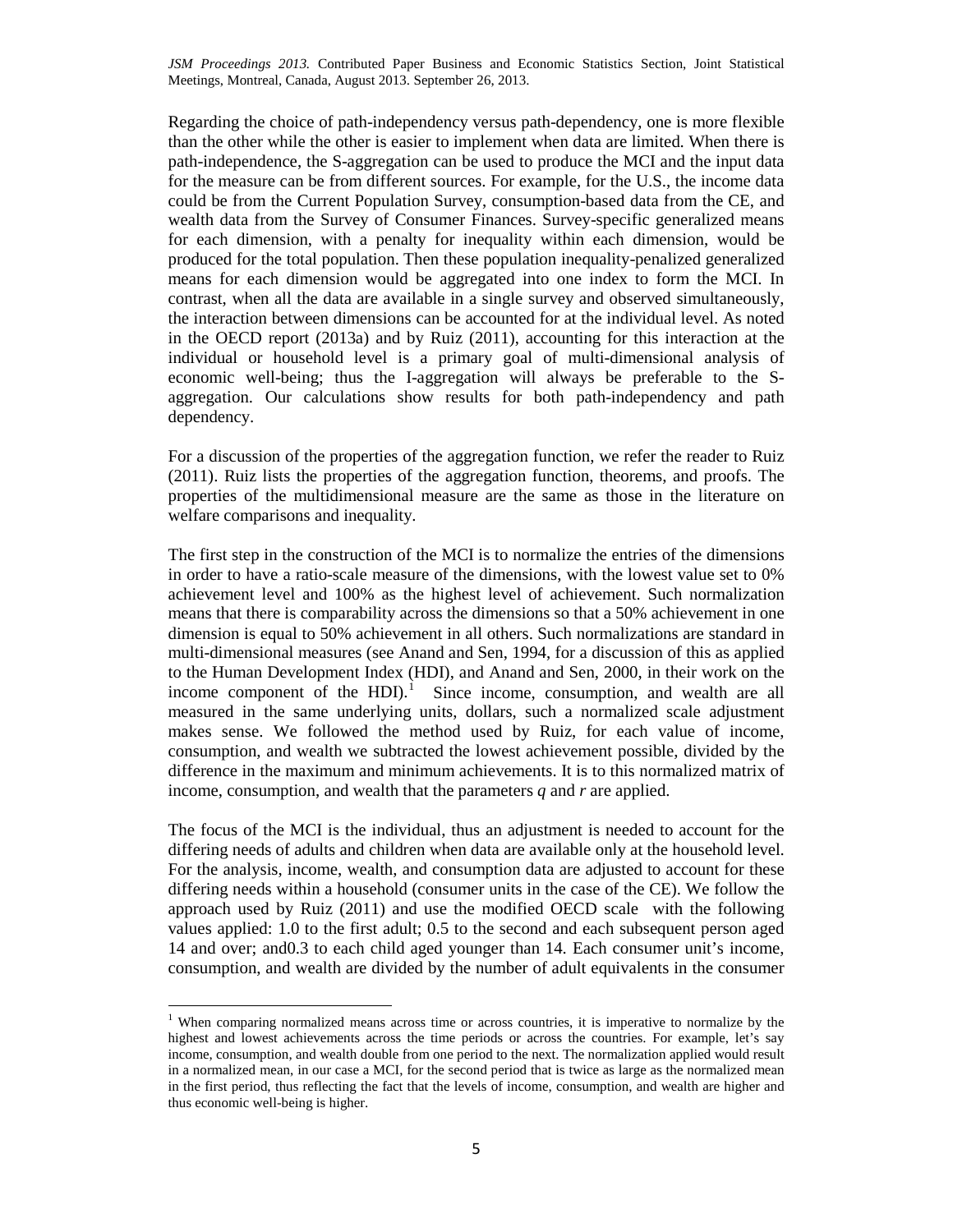Regarding the choice of path-independency versus path-dependency, one is more flexible than the other while the other is easier to implement when data are limited. When there is path-independence, the S-aggregation can be used to produce the MCI and the input data for the measure can be from different sources. For example, for the U.S., the income data could be from the Current Population Survey, consumption-based data from the CE, and wealth data from the Survey of Consumer Finances. Survey-specific generalized means for each dimension, with a penalty for inequality within each dimension, would be produced for the total population. Then these population inequality-penalized generalized means for each dimension would be aggregated into one index to form the MCI. In contrast, when all the data are available in a single survey and observed simultaneously, the interaction between dimensions can be accounted for at the individual level. As noted in the OECD report (2013a) and by Ruiz (2011), accounting for this interaction at the individual or household level is a primary goal of multi-dimensional analysis of economic well-being; thus the I-aggregation will always be preferable to the S-aggregation. Our calculations show results for both path-independency and path dependency.

For a discussion of the properties of the aggregation function, we refer the reader to Ruiz (2011). Ruiz lists the properties of the aggregation function, theorems, and proofs. The properties of the multidimensional measure are the same as those in the literature on welfare comparisons and inequality.

The first step in the construction of the MCI is to normalize the entries of the dimensions in order to have a ratio-scale measure of the dimensions, with the lowest value set to 0% achievement level and 100% as the highest level of achievement. Such normalization means that there is comparability across the dimensions so that a 50% achievement in one dimension is equal to 50% achievement in all others. Such normalizations are standard in multi-dimensional measures (see Anand and Sen, 1994, for a discussion of this as applied to the Human Development Index (HDI), and Anand and Sen, 2000, in their work on the income component of the HDI).[1] Since income, consumption, and wealth are all measured in the same underlying units, dollars, such a normalized scale adjustment makes sense. We followed the method used by Ruiz, for each value of income, consumption, and wealth we subtracted the lowest achievement possible, divided by the difference in the maximum and minimum achievements. It is to this normalized matrix of income, consumption, and wealth that the parameters $q$ and $r$ are applied.

The focus of the MCI is the individual, thus an adjustment is needed to account for the differing needs of adults and children when data are available only at the household level. For the analysis, income, wealth, and consumption data are adjusted to account for these differing needs within a household (consumer units in the case of the CE). We follow the approach used by Ruiz (2011) and use the modified OECD scale with the following values applied: 1.0 to the first adult; 0.5 to the second and each subsequent person aged 14 and over; and0.3 to each child aged younger than 14. Each consumer unit's income, consumption, and wealth are divided by the number of adult equivalents in the consumer

[1] When comparing normalized means across time or across countries, it is imperative to normalize by the highest and lowest achievements across the time periods or across the countries. For example, let's say income, consumption, and wealth double from one period to the next. The normalization applied would result in a normalized mean, in our case a MCI, for the second period that is twice as large as the normalized mean in the first period, thus reflecting the fact that the levels of income, consumption, and wealth are higher and thus economic well-being is higher.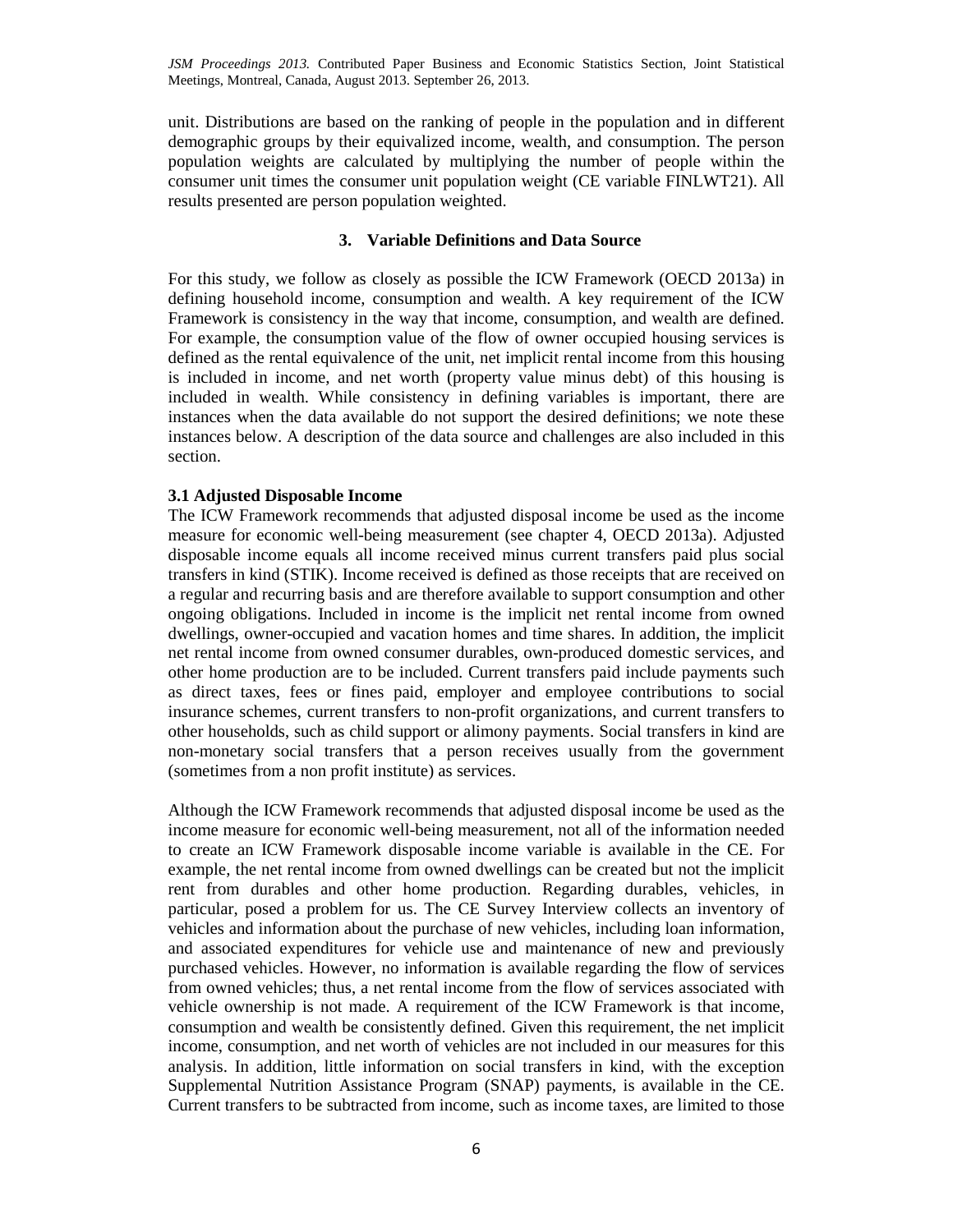unit. Distributions are based on the ranking of people in the population and in different demographic groups by their equivalized income, wealth, and consumption. The person population weights are calculated by multiplying the number of people within the consumer unit times the consumer unit population weight (CE variable FINLWT21). All results presented are person population weighted.

## 3. Variable Definitions and Data Source

For this study, we follow as closely as possible the ICW Framework (OECD 2013a) in defining household income, consumption and wealth. A key requirement of the ICW Framework is consistency in the way that income, consumption, and wealth are defined. For example, the consumption value of the flow of owner occupied housing services is defined as the rental equivalence of the unit, net implicit rental income from this housing is included in income, and net worth (property value minus debt) of this housing is included in wealth. While consistency in defining variables is important, there are instances when the data available do not support the desired definitions; we note these instances below. A description of the data source and challenges are also included in this section.

### 3.1 Adjusted Disposable Income

The ICW Framework recommends that adjusted disposal income be used as the income measure for economic well-being measurement (see chapter 4, OECD 2013a). Adjusted disposable income equals all income received minus current transfers paid plus social transfers in kind (STIK). Income received is defined as those receipts that are received on a regular and recurring basis and are therefore available to support consumption and other ongoing obligations. Included in income is the implicit net rental income from owned dwellings, owner-occupied and vacation homes and time shares. In addition, the implicit net rental income from owned consumer durables, own-produced domestic services, and other home production are to be included. Current transfers paid include payments such as direct taxes, fees or fines paid, employer and employee contributions to social insurance schemes, current transfers to non-profit organizations, and current transfers to other households, such as child support or alimony payments. Social transfers in kind are non-monetary social transfers that a person receives usually from the government (sometimes from a non profit institute) as services.

Although the ICW Framework recommends that adjusted disposal income be used as the income measure for economic well-being measurement, not all of the information needed to create an ICW Framework disposable income variable is available in the CE. For example, the net rental income from owned dwellings can be created but not the implicit rent from durables and other home production. Regarding durables, vehicles, in particular, posed a problem for us. The CE Survey Interview collects an inventory of vehicles and information about the purchase of new vehicles, including loan information, and associated expenditures for vehicle use and maintenance of new and previously purchased vehicles. However, no information is available regarding the flow of services from owned vehicles; thus, a net rental income from the flow of services associated with vehicle ownership is not made. A requirement of the ICW Framework is that income, consumption and wealth be consistently defined. Given this requirement, the net implicit income, consumption, and net worth of vehicles are not included in our measures for this analysis. In addition, little information on social transfers in kind, with the exception Supplemental Nutrition Assistance Program (SNAP) payments, is available in the CE. Current transfers to be subtracted from income, such as income taxes, are limited to those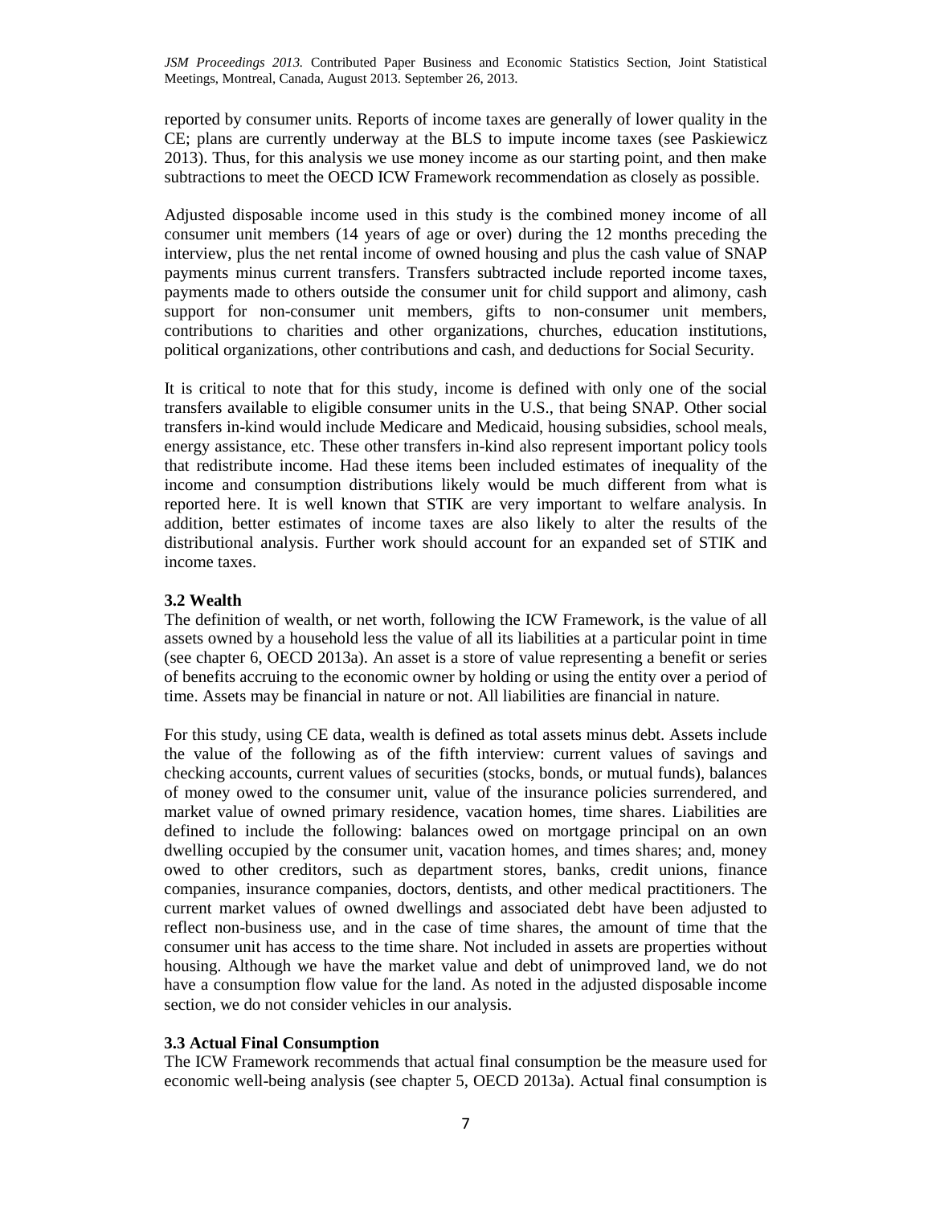reported by consumer units. Reports of income taxes are generally of lower quality in the CE; plans are currently underway at the BLS to impute income taxes (see Paskiewicz 2013). Thus, for this analysis we use money income as our starting point, and then make subtractions to meet the OECD ICW Framework recommendation as closely as possible.

Adjusted disposable income used in this study is the combined money income of all consumer unit members (14 years of age or over) during the 12 months preceding the interview, plus the net rental income of owned housing and plus the cash value of SNAP payments minus current transfers. Transfers subtracted include reported income taxes, payments made to others outside the consumer unit for child support and alimony, cash support for non-consumer unit members, gifts to non-consumer unit members, contributions to charities and other organizations, churches, education institutions, political organizations, other contributions and cash, and deductions for Social Security.

It is critical to note that for this study, income is defined with only one of the social transfers available to eligible consumer units in the U.S., that being SNAP. Other social transfers in-kind would include Medicare and Medicaid, housing subsidies, school meals, energy assistance, etc. These other transfers in-kind also represent important policy tools that redistribute income. Had these items been included estimates of inequality of the income and consumption distributions likely would be much different from what is reported here. It is well known that STIK are very important to welfare analysis. In addition, better estimates of income taxes are also likely to alter the results of the distributional analysis. Further work should account for an expanded set of STIK and income taxes.

### 3.2 Wealth

The definition of wealth, or net worth, following the ICW Framework, is the value of all assets owned by a household less the value of all its liabilities at a particular point in time (see chapter 6, OECD 2013a). An asset is a store of value representing a benefit or series of benefits accruing to the economic owner by holding or using the entity over a period of time. Assets may be financial in nature or not. All liabilities are financial in nature.

For this study, using CE data, wealth is defined as total assets minus debt. Assets include the value of the following as of the fifth interview: current values of savings and checking accounts, current values of securities (stocks, bonds, or mutual funds), balances of money owed to the consumer unit, value of the insurance policies surrendered, and market value of owned primary residence, vacation homes, time shares. Liabilities are defined to include the following: balances owed on mortgage principal on an own dwelling occupied by the consumer unit, vacation homes, and times shares; and, money owed to other creditors, such as department stores, banks, credit unions, finance companies, insurance companies, doctors, dentists, and other medical practitioners. The current market values of owned dwellings and associated debt have been adjusted to reflect non-business use, and in the case of time shares, the amount of time that the consumer unit has access to the time share. Not included in assets are properties without housing. Although we have the market value and debt of unimproved land, we do not have a consumption flow value for the land. As noted in the adjusted disposable income section, we do not consider vehicles in our analysis.

### 3.3 Actual Final Consumption

The ICW Framework recommends that actual final consumption be the measure used for economic well-being analysis (see chapter 5, OECD 2013a). Actual final consumption is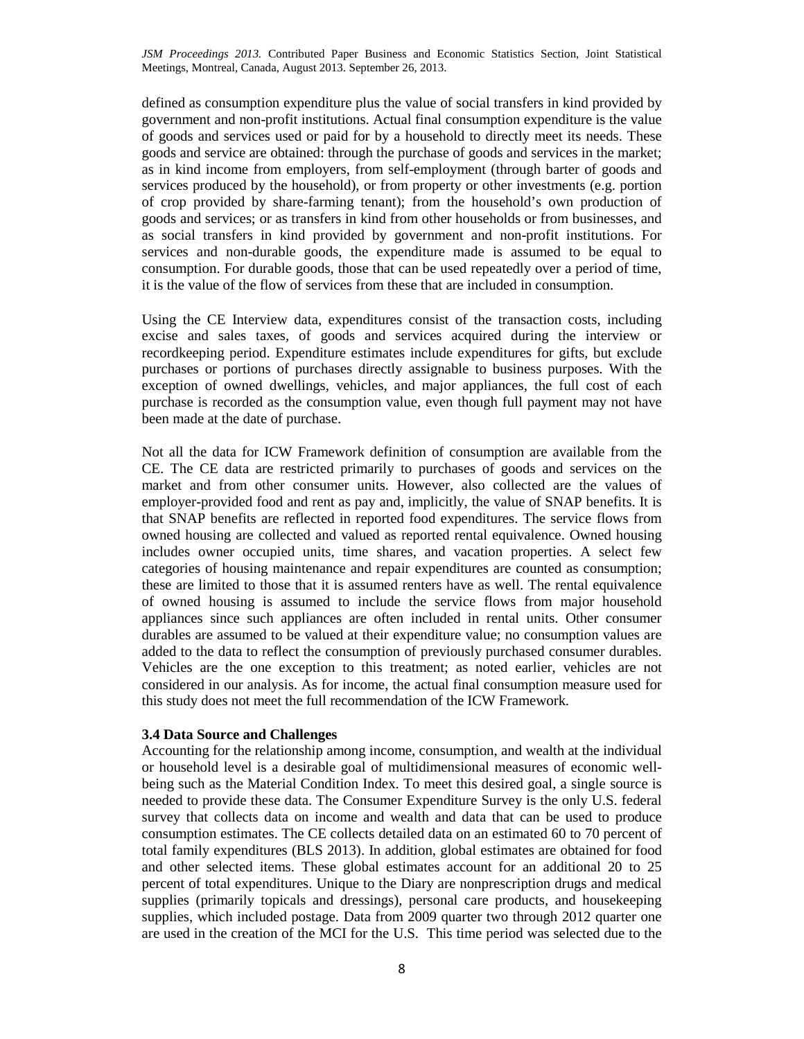defined as consumption expenditure plus the value of social transfers in kind provided by government and non-profit institutions. Actual final consumption expenditure is the value of goods and services used or paid for by a household to directly meet its needs. These goods and service are obtained: through the purchase of goods and services in the market; as in kind income from employers, from self-employment (through barter of goods and services produced by the household), or from property or other investments (e.g. portion of crop provided by share-farming tenant); from the household's own production of goods and services; or as transfers in kind from other households or from businesses, and as social transfers in kind provided by government and non-profit institutions. For services and non-durable goods, the expenditure made is assumed to be equal to consumption. For durable goods, those that can be used repeatedly over a period of time, it is the value of the flow of services from these that are included in consumption.

Using the CE Interview data, expenditures consist of the transaction costs, including excise and sales taxes, of goods and services acquired during the interview or recordkeeping period. Expenditure estimates include expenditures for gifts, but exclude purchases or portions of purchases directly assignable to business purposes. With the exception of owned dwellings, vehicles, and major appliances, the full cost of each purchase is recorded as the consumption value, even though full payment may not have been made at the date of purchase.

Not all the data for ICW Framework definition of consumption are available from the CE. The CE data are restricted primarily to purchases of goods and services on the market and from other consumer units. However, also collected are the values of employer-provided food and rent as pay and, implicitly, the value of SNAP benefits. It is that SNAP benefits are reflected in reported food expenditures. The service flows from owned housing are collected and valued as reported rental equivalence. Owned housing includes owner occupied units, time shares, and vacation properties. A select few categories of housing maintenance and repair expenditures are counted as consumption; these are limited to those that it is assumed renters have as well. The rental equivalence of owned housing is assumed to include the service flows from major household appliances since such appliances are often included in rental units. Other consumer durables are assumed to be valued at their expenditure value; no consumption values are added to the data to reflect the consumption of previously purchased consumer durables. Vehicles are the one exception to this treatment; as noted earlier, vehicles are not considered in our analysis. As for income, the actual final consumption measure used for this study does not meet the full recommendation of the ICW Framework.

### 3.4 Data Source and Challenges

Accounting for the relationship among income, consumption, and wealth at the individual or household level is a desirable goal of multidimensional measures of economic well-being such as the Material Condition Index. To meet this desired goal, a single source is needed to provide these data. The Consumer Expenditure Survey is the only U.S. federal survey that collects data on income and wealth and data that can be used to produce consumption estimates. The CE collects detailed data on an estimated 60 to 70 percent of total family expenditures (BLS 2013). In addition, global estimates are obtained for food and other selected items. These global estimates account for an additional 20 to 25 percent of total expenditures. Unique to the Diary are nonprescription drugs and medical supplies (primarily topicals and dressings), personal care products, and housekeeping supplies, which included postage. Data from 2009 quarter two through 2012 quarter one are used in the creation of the MCI for the U.S. This time period was selected due to the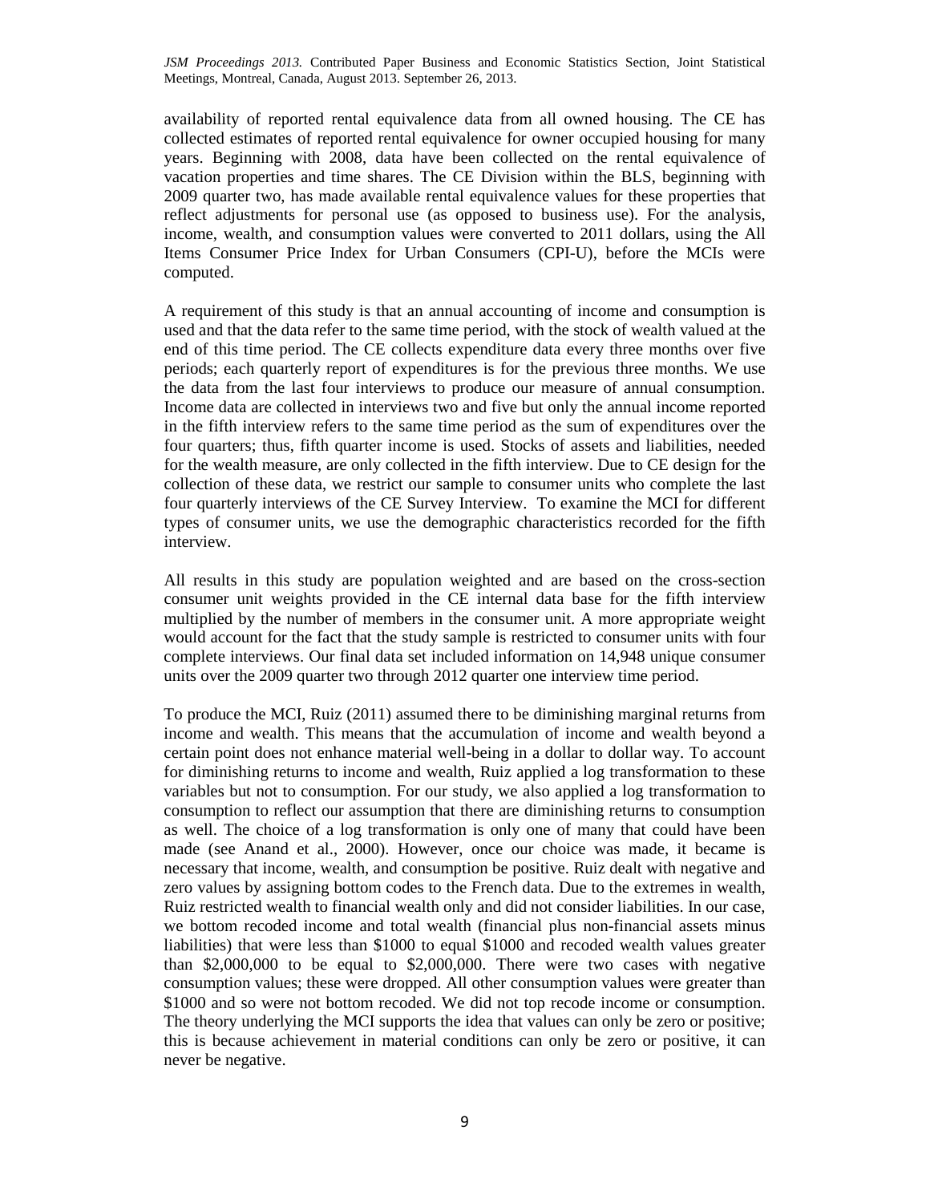availability of reported rental equivalence data from all owned housing. The CE has collected estimates of reported rental equivalence for owner occupied housing for many years. Beginning with 2008, data have been collected on the rental equivalence of vacation properties and time shares. The CE Division within the BLS, beginning with 2009 quarter two, has made available rental equivalence values for these properties that reflect adjustments for personal use (as opposed to business use). For the analysis, income, wealth, and consumption values were converted to 2011 dollars, using the All Items Consumer Price Index for Urban Consumers (CPI-U), before the MCIs were computed.

A requirement of this study is that an annual accounting of income and consumption is used and that the data refer to the same time period, with the stock of wealth valued at the end of this time period. The CE collects expenditure data every three months over five periods; each quarterly report of expenditures is for the previous three months. We use the data from the last four interviews to produce our measure of annual consumption. Income data are collected in interviews two and five but only the annual income reported in the fifth interview refers to the same time period as the sum of expenditures over the four quarters; thus, fifth quarter income is used. Stocks of assets and liabilities, needed for the wealth measure, are only collected in the fifth interview. Due to CE design for the collection of these data, we restrict our sample to consumer units who complete the last four quarterly interviews of the CE Survey Interview. To examine the MCI for different types of consumer units, we use the demographic characteristics recorded for the fifth interview.

All results in this study are population weighted and are based on the cross-section consumer unit weights provided in the CE internal data base for the fifth interview multiplied by the number of members in the consumer unit. A more appropriate weight would account for the fact that the study sample is restricted to consumer units with four complete interviews. Our final data set included information on 14,948 unique consumer units over the 2009 quarter two through 2012 quarter one interview time period.

To produce the MCI, Ruiz (2011) assumed there to be diminishing marginal returns from income and wealth. This means that the accumulation of income and wealth beyond a certain point does not enhance material well-being in a dollar to dollar way. To account for diminishing returns to income and wealth, Ruiz applied a log transformation to these variables but not to consumption. For our study, we also applied a log transformation to consumption to reflect our assumption that there are diminishing returns to consumption as well. The choice of a log transformation is only one of many that could have been made (see Anand et al., 2000). However, once our choice was made, it became is necessary that income, wealth, and consumption be positive. Ruiz dealt with negative and zero values by assigning bottom codes to the French data. Due to the extremes in wealth, Ruiz restricted wealth to financial wealth only and did not consider liabilities. In our case, we bottom recoded income and total wealth (financial plus non-financial assets minus liabilities) that were less than \$1000 to equal \$1000 and recoded wealth values greater than \$2,000,000 to be equal to \$2,000,000. There were two cases with negative consumption values; these were dropped. All other consumption values were greater than \$1000 and so were not bottom recoded. We did not top recode income or consumption. The theory underlying the MCI supports the idea that values can only be zero or positive; this is because achievement in material conditions can only be zero or positive, it can never be negative.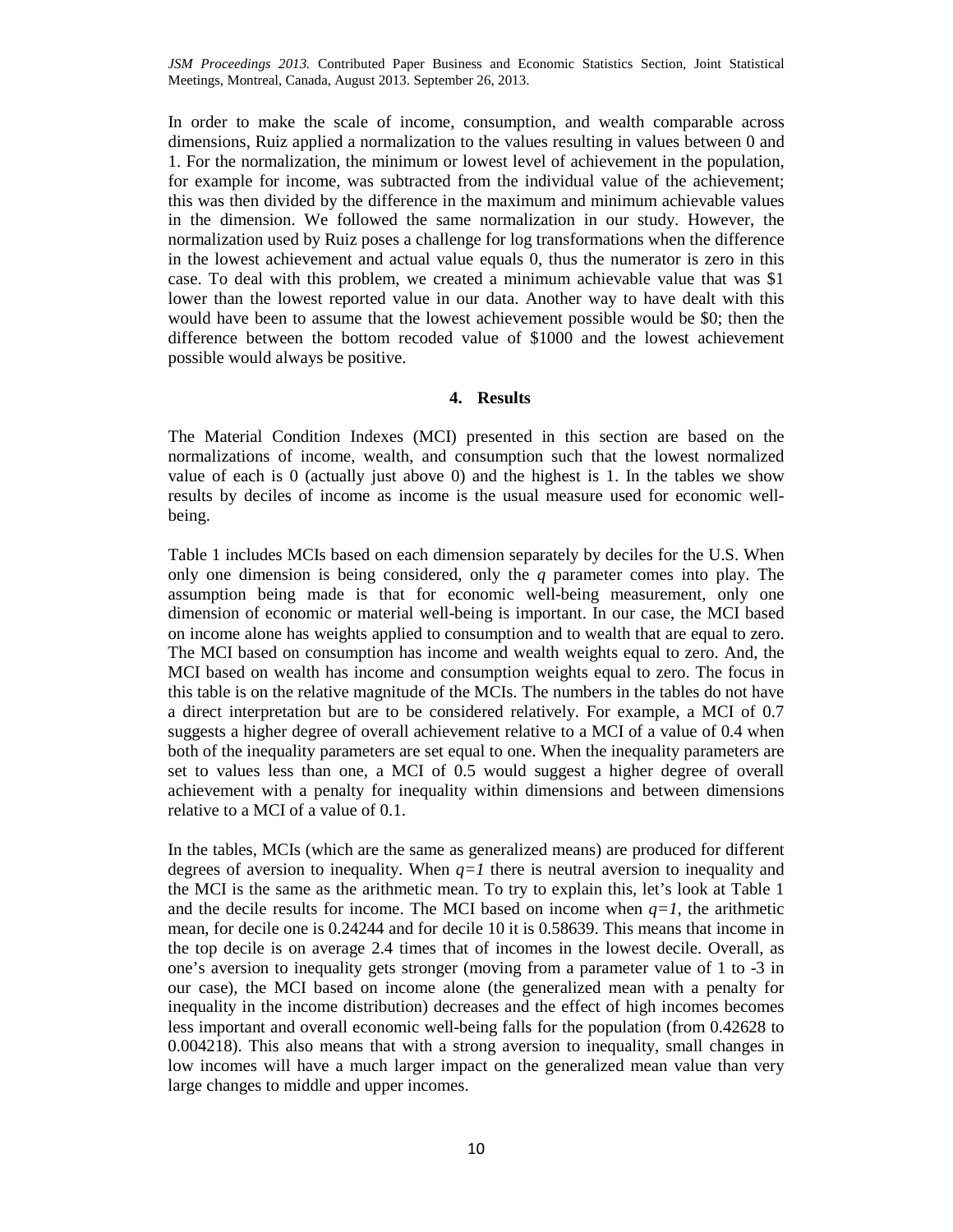In order to make the scale of income, consumption, and wealth comparable across dimensions, Ruiz applied a normalization to the values resulting in values between 0 and 1. For the normalization, the minimum or lowest level of achievement in the population, for example for income, was subtracted from the individual value of the achievement; this was then divided by the difference in the maximum and minimum achievable values in the dimension. We followed the same normalization in our study. However, the normalization used by Ruiz poses a challenge for log transformations when the difference in the lowest achievement and actual value equals 0, thus the numerator is zero in this case. To deal with this problem, we created a minimum achievable value that was $1 lower than the lowest reported value in our data. Another way to have dealt with this would have been to assume that the lowest achievement possible would be $0; then the difference between the bottom recoded value of $1000 and the lowest achievement possible would always be positive.

## 4. Results

The Material Condition Indexes (MCI) presented in this section are based on the normalizations of income, wealth, and consumption such that the lowest normalized value of each is 0 (actually just above 0) and the highest is 1. In the tables we show results by deciles of income as income is the usual measure used for economic well-being.

Table 1 includes MCIs based on each dimension separately by deciles for the U.S. When only one dimension is being considered, only the $q$ parameter comes into play. The assumption being made is that for economic well-being measurement, only one dimension of economic or material well-being is important. In our case, the MCI based on income alone has weights applied to consumption and to wealth that are equal to zero. The MCI based on consumption has income and wealth weights equal to zero. And, the MCI based on wealth has income and consumption weights equal to zero. The focus in this table is on the relative magnitude of the MCIs. The numbers in the tables do not have a direct interpretation but are to be considered relatively. For example, a MCI of 0.7 suggests a higher degree of overall achievement relative to a MCI of a value of 0.4 when both of the inequality parameters are set equal to one. When the inequality parameters are set to values less than one, a MCI of 0.5 would suggest a higher degree of overall achievement with a penalty for inequality within dimensions and between dimensions relative to a MCI of a value of 0.1.

In the tables, MCIs (which are the same as generalized means) are produced for different degrees of aversion to inequality. When $q=1$ there is neutral aversion to inequality and the MCI is the same as the arithmetic mean. To try to explain this, let's look at Table 1 and the decile results for income. The MCI based on income when $q=1$, the arithmetic mean, for decile one is 0.24244 and for decile 10 it is 0.58639. This means that income in the top decile is on average 2.4 times that of incomes in the lowest decile. Overall, as one's aversion to inequality gets stronger (moving from a parameter value of 1 to -3 in our case), the MCI based on income alone (the generalized mean with a penalty for inequality in the income distribution) decreases and the effect of high incomes becomes less important and overall economic well-being falls for the population (from 0.42628 to 0.004218). This also means that with a strong aversion to inequality, small changes in low incomes will have a much larger impact on the generalized mean value than very large changes to middle and upper incomes.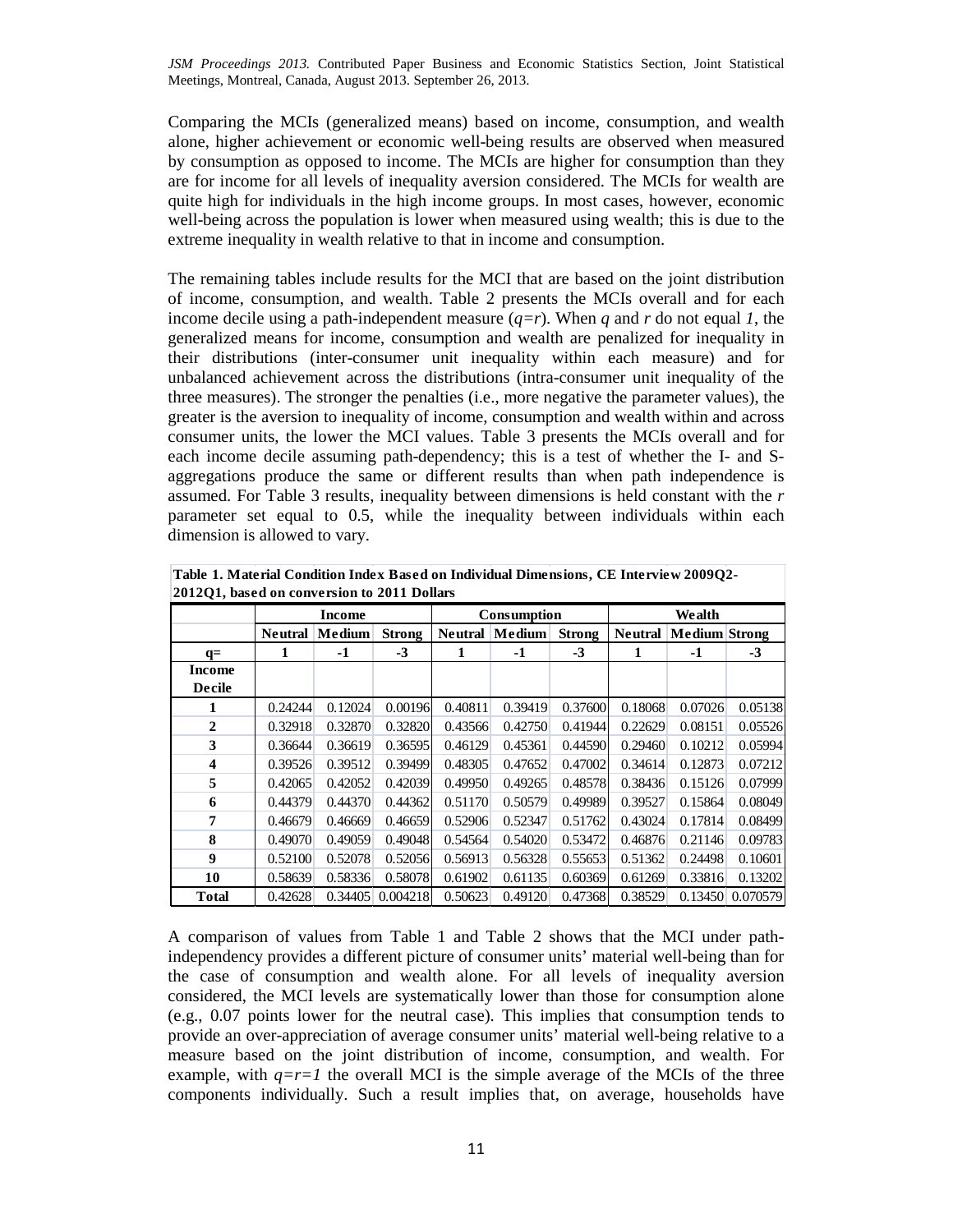Comparing the MCIs (generalized means) based on income, consumption, and wealth alone, higher achievement or economic well-being results are observed when measured by consumption as opposed to income. The MCIs are higher for consumption than they are for income for all levels of inequality aversion considered. The MCIs for wealth are quite high for individuals in the high income groups. In most cases, however, economic well-being across the population is lower when measured using wealth; this is due to the extreme inequality in wealth relative to that in income and consumption.

The remaining tables include results for the MCI that are based on the joint distribution of income, consumption, and wealth. Table 2 presents the MCIs overall and for each income decile using a path-independent measure ($q=r$). When $q$ and $r$ do not equal $1$, the generalized means for income, consumption and wealth are penalized for inequality in their distributions (inter-consumer unit inequality within each measure) and for unbalanced achievement across the distributions (intra-consumer unit inequality of the three measures). The stronger the penalties (i.e., more negative the parameter values), the greater is the aversion to inequality of income, consumption and wealth within and across consumer units, the lower the MCI values. Table 3 presents the MCIs overall and for each income decile assuming path-dependency; this is a test of whether the I- and S-aggregations produce the same or different results than when path independence is assumed. For Table 3 results, inequality between dimensions is held constant with the $r$ parameter set equal to 0.5, while the inequality between individuals within each dimension is allowed to vary.

**Table 1. Material Condition Index Based on Individual Dimensions, CE Interview 2009Q2-2012Q1, based on conversion to 2011 Dollars**

| | Income | | | Consumption | | | Wealth | | |
|---|---|---|---|---|---|---|---|---|---|
| | **Neutral** | **Medium** | **Strong** | **Neutral** | **Medium** | **Strong** | **Neutral** | **Medium** | **Strong** |
| **q=** | **1** | **-1** | **-3** | **1** | **-1** | **-3** | **1** | **-1** | **-3** |
| **Income Decile** | | | | | | | | | |
| **1** | 0.24244 | 0.12024 | 0.00196 | 0.40811 | 0.39419 | 0.37600 | 0.18068 | 0.07026 | 0.05138 |
| **2** | 0.32918 | 0.32870 | 0.32820 | 0.43566 | 0.42750 | 0.41944 | 0.22629 | 0.08151 | 0.05526 |
| **3** | 0.36644 | 0.36619 | 0.36595 | 0.46129 | 0.45361 | 0.44590 | 0.29460 | 0.10212 | 0.05994 |
| **4** | 0.39526 | 0.39512 | 0.39499 | 0.48305 | 0.47652 | 0.47002 | 0.34614 | 0.12873 | 0.07212 |
| **5** | 0.42065 | 0.42052 | 0.42039 | 0.49950 | 0.49265 | 0.48578 | 0.38436 | 0.15126 | 0.07999 |
| **6** | 0.44379 | 0.44370 | 0.44362 | 0.51170 | 0.50579 | 0.49989 | 0.39527 | 0.15864 | 0.08049 |
| **7** | 0.46679 | 0.46669 | 0.46659 | 0.52906 | 0.52347 | 0.51762 | 0.43024 | 0.17814 | 0.08499 |
| **8** | 0.49070 | 0.49059 | 0.49048 | 0.54564 | 0.54020 | 0.53472 | 0.46876 | 0.21146 | 0.09783 |
| **9** | 0.52100 | 0.52078 | 0.52056 | 0.56913 | 0.56328 | 0.55653 | 0.51362 | 0.24498 | 0.10601 |
| **10** | 0.58639 | 0.58336 | 0.58078 | 0.61902 | 0.61135 | 0.60369 | 0.61269 | 0.33816 | 0.13202 |
| **Total** | 0.42628 | 0.34405 | 0.004218 | 0.50623 | 0.49120 | 0.47368 | 0.38529 | 0.13450 | 0.070579 |

A comparison of values from Table 1 and Table 2 shows that the MCI under path-independency provides a different picture of consumer units' material well-being than for the case of consumption and wealth alone. For all levels of inequality aversion considered, the MCI levels are systematically lower than those for consumption alone (e.g., 0.07 points lower for the neutral case). This implies that consumption tends to provide an over-appreciation of average consumer units' material well-being relative to a measure based on the joint distribution of income, consumption, and wealth. For example, with $q=r=1$ the overall MCI is the simple average of the MCIs of the three components individually. Such a result implies that, on average, households have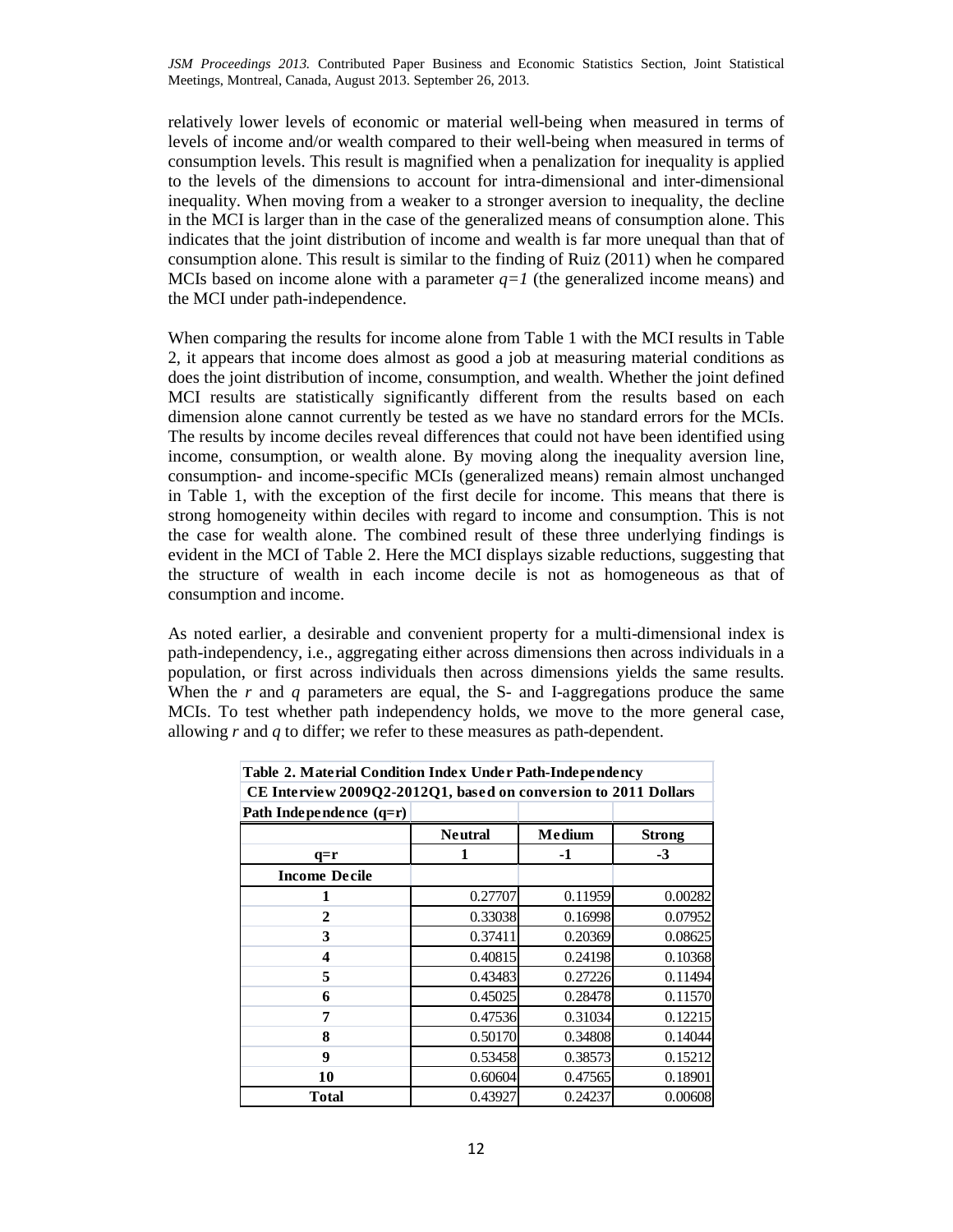relatively lower levels of economic or material well-being when measured in terms of levels of income and/or wealth compared to their well-being when measured in terms of consumption levels. This result is magnified when a penalization for inequality is applied to the levels of the dimensions to account for intra-dimensional and inter-dimensional inequality. When moving from a weaker to a stronger aversion to inequality, the decline in the MCI is larger than in the case of the generalized means of consumption alone. This indicates that the joint distribution of income and wealth is far more unequal than that of consumption alone. This result is similar to the finding of Ruiz (2011) when he compared MCIs based on income alone with a parameter $q=1$ (the generalized income means) and the MCI under path-independence.

When comparing the results for income alone from Table 1 with the MCI results in Table 2, it appears that income does almost as good a job at measuring material conditions as does the joint distribution of income, consumption, and wealth. Whether the joint defined MCI results are statistically significantly different from the results based on each dimension alone cannot currently be tested as we have no standard errors for the MCIs. The results by income deciles reveal differences that could not have been identified using income, consumption, or wealth alone. By moving along the inequality aversion line, consumption- and income-specific MCIs (generalized means) remain almost unchanged in Table 1, with the exception of the first decile for income. This means that there is strong homogeneity within deciles with regard to income and consumption. This is not the case for wealth alone. The combined result of these three underlying findings is evident in the MCI of Table 2. Here the MCI displays sizable reductions, suggesting that the structure of wealth in each income decile is not as homogeneous as that of consumption and income.

As noted earlier, a desirable and convenient property for a multi-dimensional index is path-independency, i.e., aggregating either across dimensions then across individuals in a population, or first across individuals then across dimensions yields the same results. When the $r$ and $q$ parameters are equal, the S- and I-aggregations produce the same MCIs. To test whether path independency holds, we move to the more general case, allowing $r$ and $q$ to differ; we refer to these measures as path-dependent.

**Table 2. Material Condition Index Under Path-Independency**
**CE Interview 2009Q2-2012Q1, based on conversion to 2011 Dollars**

| Path Independence (q=r) | | | |
|---|---|---|---|
| | **Neutral** | **Medium** | **Strong** |
| **q=r** | **1** | **-1** | **-3** |
| **Income Decile** | | | |
| **1** | 0.27707 | 0.11959 | 0.00282 |
| **2** | 0.33038 | 0.16998 | 0.07952 |
| **3** | 0.37411 | 0.20369 | 0.08625 |
| **4** | 0.40815 | 0.24198 | 0.10368 |
| **5** | 0.43483 | 0.27226 | 0.11494 |
| **6** | 0.45025 | 0.28478 | 0.11570 |
| **7** | 0.47536 | 0.31034 | 0.12215 |
| **8** | 0.50170 | 0.34808 | 0.14044 |
| **9** | 0.53458 | 0.38573 | 0.15212 |
| **10** | 0.60604 | 0.47565 | 0.18901 |
| **Total** | 0.43927 | 0.24237 | 0.00608 |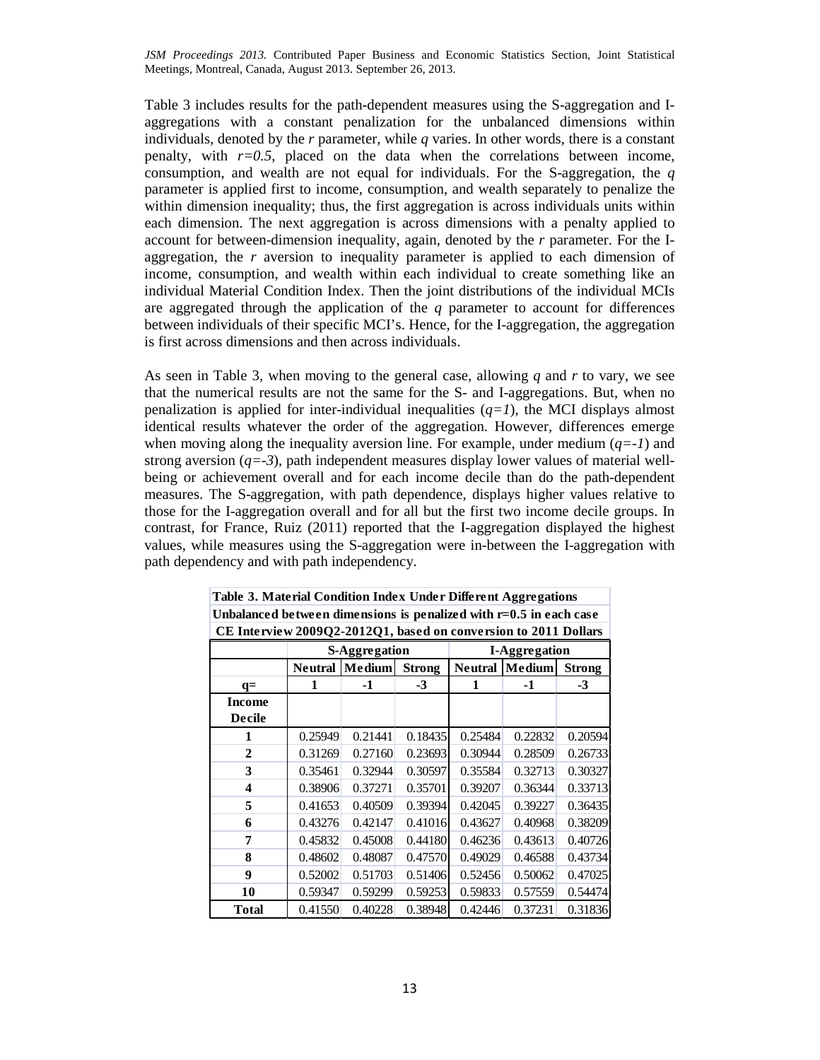Table 3 includes results for the path-dependent measures using the S-aggregation and I-aggregations with a constant penalization for the unbalanced dimensions within individuals, denoted by the *r* parameter, while *q* varies. In other words, there is a constant penalty, with $r=0.5$, placed on the data when the correlations between income, consumption, and wealth are not equal for individuals. For the S-aggregation, the *q* parameter is applied first to income, consumption, and wealth separately to penalize the within dimension inequality; thus, the first aggregation is across individuals units within each dimension. The next aggregation is across dimensions with a penalty applied to account for between-dimension inequality, again, denoted by the *r* parameter. For the I-aggregation, the *r* aversion to inequality parameter is applied to each dimension of income, consumption, and wealth within each individual to create something like an individual Material Condition Index. Then the joint distributions of the individual MCIs are aggregated through the application of the *q* parameter to account for differences between individuals of their specific MCI's. Hence, for the I-aggregation, the aggregation is first across dimensions and then across individuals.

As seen in Table 3, when moving to the general case, allowing *q* and *r* to vary, we see that the numerical results are not the same for the S- and I-aggregations. But, when no penalization is applied for inter-individual inequalities ($q=1$), the MCI displays almost identical results whatever the order of the aggregation. However, differences emerge when moving along the inequality aversion line. For example, under medium ($q=-1$) and strong aversion ($q=-3$), path independent measures display lower values of material well-being or achievement overall and for each income decile than do the path-dependent measures. The S-aggregation, with path dependence, displays higher values relative to those for the I-aggregation overall and for all but the first two income decile groups. In contrast, for France, Ruiz (2011) reported that the I-aggregation displayed the highest values, while measures using the S-aggregation were in-between the I-aggregation with path dependency and with path independency.

**Table 3. Material Condition Index Under Different Aggregations**
**Unbalanced between dimensions is penalized with r=0.5 in each case**
**CE Interview 2009Q2-2012Q1, based on conversion to 2011 Dollars**

| | S-Aggregation | | | I-Aggregation | | |
|---|---|---|---|---|---|---|
| | Neutral | Medium | Strong | Neutral | Medium | Strong |
| q= | 1 | -1 | -3 | 1 | -1 | -3 |
| Income Decile | | | | | | |
| 1 | 0.25949 | 0.21441 | 0.18435 | 0.25484 | 0.22832 | 0.20594 |
| 2 | 0.31269 | 0.27160 | 0.23693 | 0.30944 | 0.28509 | 0.26733 |
| 3 | 0.35461 | 0.32944 | 0.30597 | 0.35584 | 0.32713 | 0.30327 |
| 4 | 0.38906 | 0.37271 | 0.35701 | 0.39207 | 0.36344 | 0.33713 |
| 5 | 0.41653 | 0.40509 | 0.39394 | 0.42045 | 0.39227 | 0.36435 |
| 6 | 0.43276 | 0.42147 | 0.41016 | 0.43627 | 0.40968 | 0.38209 |
| 7 | 0.45832 | 0.45008 | 0.44180 | 0.46236 | 0.43613 | 0.40726 |
| 8 | 0.48602 | 0.48087 | 0.47570 | 0.49029 | 0.46588 | 0.43734 |
| 9 | 0.52002 | 0.51703 | 0.51406 | 0.52456 | 0.50062 | 0.47025 |
| 10 | 0.59347 | 0.59299 | 0.59253 | 0.59833 | 0.57559 | 0.54474 |
| Total | 0.41550 | 0.40228 | 0.38948 | 0.42446 | 0.37231 | 0.31836 |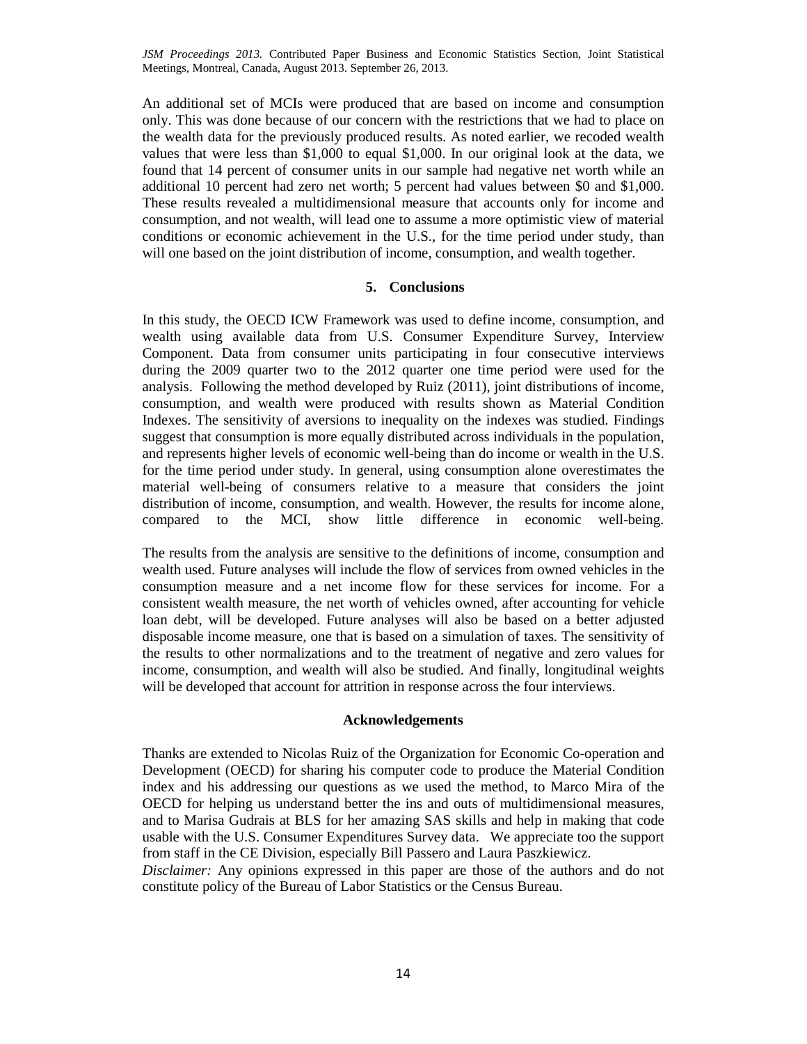An additional set of MCIs were produced that are based on income and consumption only. This was done because of our concern with the restrictions that we had to place on the wealth data for the previously produced results. As noted earlier, we recoded wealth values that were less than $1,000 to equal $1,000. In our original look at the data, we found that 14 percent of consumer units in our sample had negative net worth while an additional 10 percent had zero net worth; 5 percent had values between $0 and $1,000. These results revealed a multidimensional measure that accounts only for income and consumption, and not wealth, will lead one to assume a more optimistic view of material conditions or economic achievement in the U.S., for the time period under study, than will one based on the joint distribution of income, consumption, and wealth together.

## 5. Conclusions

In this study, the OECD ICW Framework was used to define income, consumption, and wealth using available data from U.S. Consumer Expenditure Survey, Interview Component. Data from consumer units participating in four consecutive interviews during the 2009 quarter two to the 2012 quarter one time period were used for the analysis. Following the method developed by Ruiz (2011), joint distributions of income, consumption, and wealth were produced with results shown as Material Condition Indexes. The sensitivity of aversions to inequality on the indexes was studied. Findings suggest that consumption is more equally distributed across individuals in the population, and represents higher levels of economic well-being than do income or wealth in the U.S. for the time period under study. In general, using consumption alone overestimates the material well-being of consumers relative to a measure that considers the joint distribution of income, consumption, and wealth. However, the results for income alone, compared to the MCI, show little difference in economic well-being.

The results from the analysis are sensitive to the definitions of income, consumption and wealth used. Future analyses will include the flow of services from owned vehicles in the consumption measure and a net income flow for these services for income. For a consistent wealth measure, the net worth of vehicles owned, after accounting for vehicle loan debt, will be developed. Future analyses will also be based on a better adjusted disposable income measure, one that is based on a simulation of taxes. The sensitivity of the results to other normalizations and to the treatment of negative and zero values for income, consumption, and wealth will also be studied. And finally, longitudinal weights will be developed that account for attrition in response across the four interviews.

## Acknowledgements

Thanks are extended to Nicolas Ruiz of the Organization for Economic Co-operation and Development (OECD) for sharing his computer code to produce the Material Condition index and his addressing our questions as we used the method, to Marco Mira of the OECD for helping us understand better the ins and outs of multidimensional measures, and to Marisa Gudrais at BLS for her amazing SAS skills and help in making that code usable with the U.S. Consumer Expenditures Survey data. We appreciate too the support from staff in the CE Division, especially Bill Passero and Laura Paszkiewicz.

*Disclaimer:* Any opinions expressed in this paper are those of the authors and do not constitute policy of the Bureau of Labor Statistics or the Census Bureau.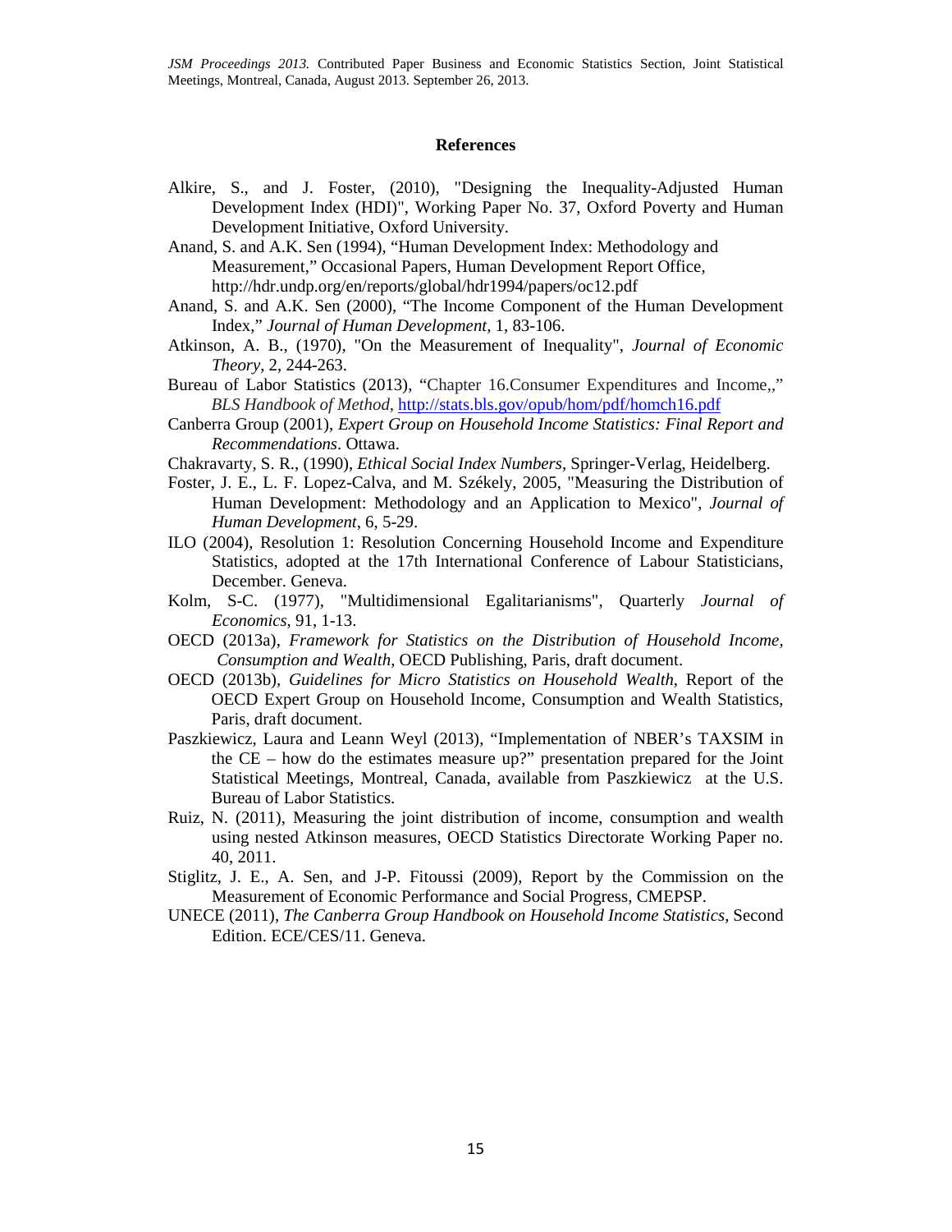# References

Alkire, S., and J. Foster, (2010), "Designing the Inequality-Adjusted Human Development Index (HDI)", Working Paper No. 37, Oxford Poverty and Human Development Initiative, Oxford University.

Anand, S. and A.K. Sen (1994), "Human Development Index: Methodology and Measurement," Occasional Papers, Human Development Report Office, http://hdr.undp.org/en/reports/global/hdr1994/papers/oc12.pdf

Anand, S. and A.K. Sen (2000), "The Income Component of the Human Development Index," *Journal of Human Development,* 1, 83-106.

Atkinson, A. B., (1970), "On the Measurement of Inequality", *Journal of Economic Theory*, 2, 244-263.

Bureau of Labor Statistics (2013), "Chapter 16.Consumer Expenditures and Income,," *BLS Handbook of Method,* http://stats.bls.gov/opub/hom/pdf/homch16.pdf

Canberra Group (2001), *Expert Group on Household Income Statistics: Final Report and Recommendations*. Ottawa.

Chakravarty, S. R., (1990), *Ethical Social Index Numbers*, Springer-Verlag, Heidelberg.

Foster, J. E., L. F. Lopez-Calva, and M. Székely, 2005, "Measuring the Distribution of Human Development: Methodology and an Application to Mexico", *Journal of Human Development*, 6, 5-29.

ILO (2004), Resolution 1: Resolution Concerning Household Income and Expenditure Statistics, adopted at the 17th International Conference of Labour Statisticians, December. Geneva.

Kolm, S-C. (1977), "Multidimensional Egalitarianisms", Quarterly *Journal of Economics*, 91, 1-13.

OECD (2013a), *Framework for Statistics on the Distribution of Household Income, Consumption and Wealth,* OECD Publishing, Paris, draft document.

OECD (2013b), *Guidelines for Micro Statistics on Household Wealth*, Report of the OECD Expert Group on Household Income, Consumption and Wealth Statistics, Paris, draft document.

Paszkiewicz, Laura and Leann Weyl (2013), "Implementation of NBER's TAXSIM in the CE – how do the estimates measure up?" presentation prepared for the Joint Statistical Meetings, Montreal, Canada, available from Paszkiewicz at the U.S. Bureau of Labor Statistics.

Ruiz, N. (2011), Measuring the joint distribution of income, consumption and wealth using nested Atkinson measures, OECD Statistics Directorate Working Paper no. 40, 2011.

Stiglitz, J. E., A. Sen, and J-P. Fitoussi (2009), Report by the Commission on the Measurement of Economic Performance and Social Progress, CMEPSP.

UNECE (2011), *The Canberra Group Handbook on Household Income Statistics,* Second Edition. ECE/CES/11. Geneva.